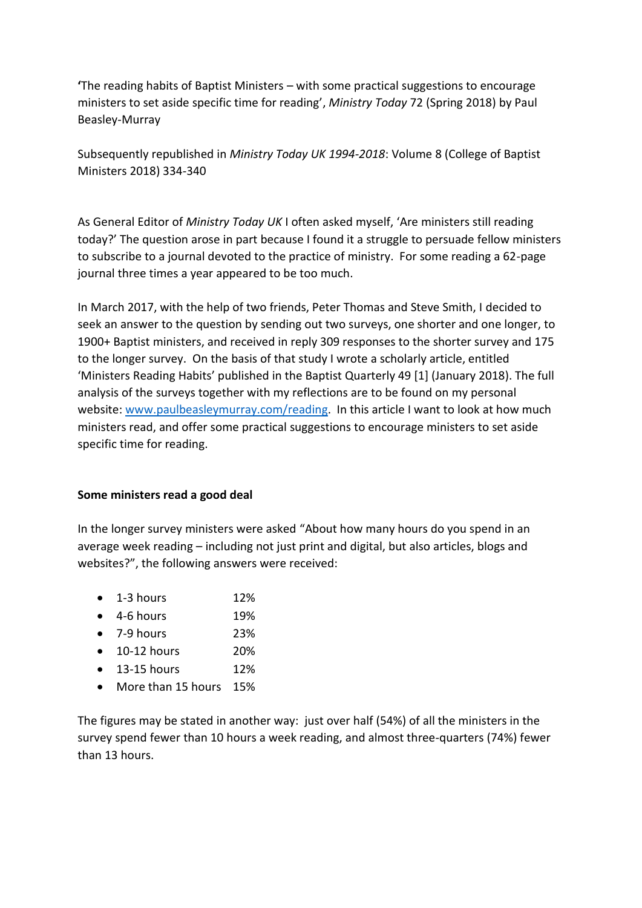**'**The reading habits of Baptist Ministers – with some practical suggestions to encourage ministers to set aside specific time for reading', *Ministry Today* 72 (Spring 2018) by Paul Beasley-Murray

Subsequently republished in *Ministry Today UK 1994-2018*: Volume 8 (College of Baptist Ministers 2018) 334-340

As General Editor of *Ministry Today UK* I often asked myself, 'Are ministers still reading today?' The question arose in part because I found it a struggle to persuade fellow ministers to subscribe to a journal devoted to the practice of ministry. For some reading a 62-page journal three times a year appeared to be too much.

In March 2017, with the help of two friends, Peter Thomas and Steve Smith, I decided to seek an answer to the question by sending out two surveys, one shorter and one longer, to 1900+ Baptist ministers, and received in reply 309 responses to the shorter survey and 175 to the longer survey. On the basis of that study I wrote a scholarly article, entitled 'Ministers Reading Habits' published in the Baptist Quarterly 49 [1] (January 2018). The full analysis of the surveys together with my reflections are to be found on my personal website: [www.paulbeasleymurray.com/reading](www.paulbeasleymurray.com/reading). In this article I want to look at how much ministers read, and offer some practical suggestions to encourage ministers to set aside specific time for reading.

**Some ministers read a good deal**

In the longer survey ministers were asked "About how many hours do you spend in an average week reading – including not just print and digital, but also articles, blogs and websites?", the following answers were received:

- 1-3 hours 12%
- 4-6 hours 19%
- 7-9 hours 23%
- 10-12 hours 20%
- 13-15 hours 12%
- More than 15 hours 15%

The figures may be stated in another way: just over half (54%) of all the ministers in the survey spend fewer than 10 hours a week reading, and almost three-quarters (74%) fewer than 13 hours.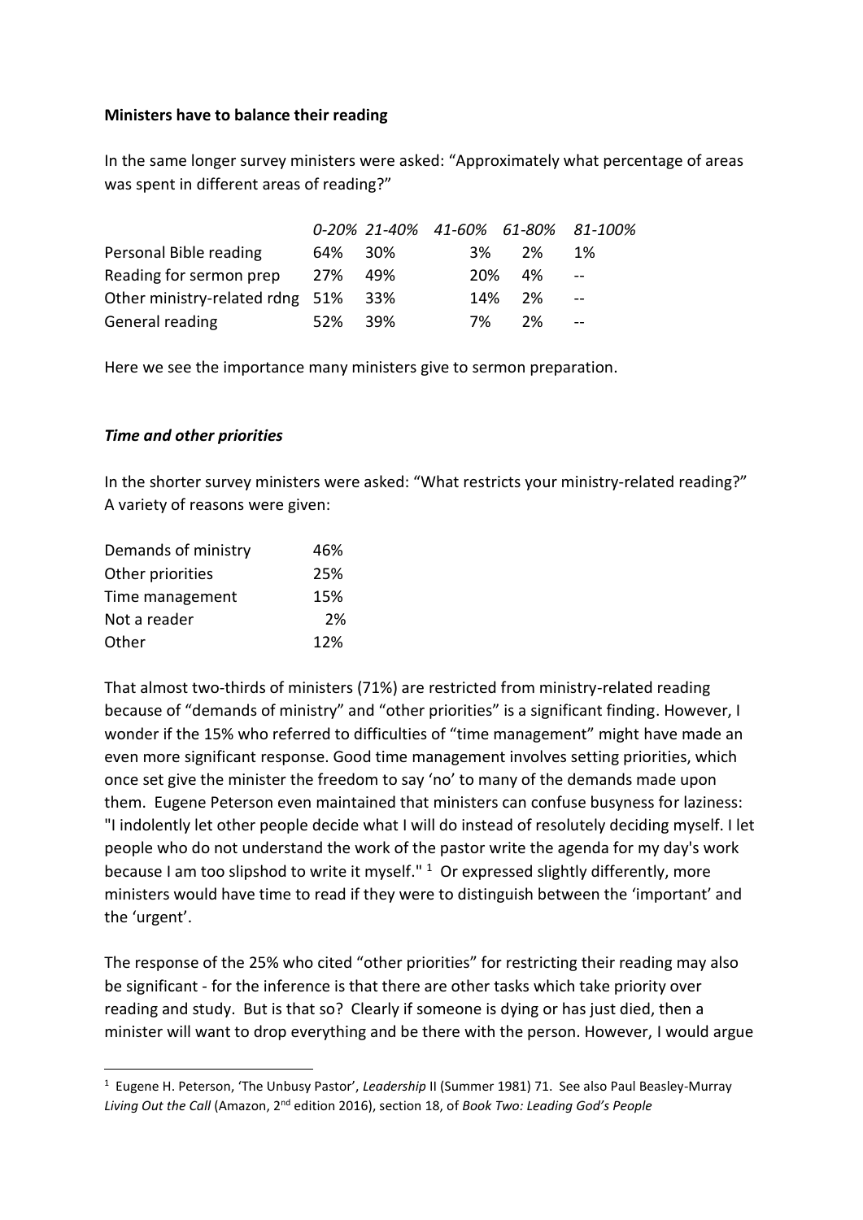**Ministers have to balance their reading**

In the same longer survey ministers were asked: "Approximately what percentage of areas was spent in different areas of reading?"

| | *0-20%* | *21-40%* | *41-60%* | *61-80%* | *81-100%* |
|---|---|---|---|---|---|
| Personal Bible reading | 64% | 30% | 3% | 2% | 1% |
| Reading for sermon prep | 27% | 49% | 20% | 4% | -- |
| Other ministry-related rdng | 51% | 33% | 14% | 2% | -- |
| General reading | 52% | 39% | 7% | 2% | -- |

Here we see the importance many ministers give to sermon preparation.

### *Time and other priorities*

In the shorter survey ministers were asked: "What restricts your ministry-related reading?" A variety of reasons were given:

| | |
|---|---|
| Demands of ministry | 46% |
| Other priorities | 25% |
| Time management | 15% |
| Not a reader | 2% |
| Other | 12% |

That almost two-thirds of ministers (71%) are restricted from ministry-related reading because of "demands of ministry" and "other priorities" is a significant finding. However, I wonder if the 15% who referred to difficulties of "time management" might have made an even more significant response. Good time management involves setting priorities, which once set give the minister the freedom to say 'no' to many of the demands made upon them. Eugene Peterson even maintained that ministers can confuse busyness for laziness: "I indolently let other people decide what I will do instead of resolutely deciding myself. I let people who do not understand the work of the pastor write the agenda for my day's work because I am too slipshod to write it myself." [1] Or expressed slightly differently, more ministers would have time to read if they were to distinguish between the 'important' and the 'urgent'.

The response of the 25% who cited "other priorities" for restricting their reading may also be significant - for the inference is that there are other tasks which take priority over reading and study. But is that so? Clearly if someone is dying or has just died, then a minister will want to drop everything and be there with the person. However, I would argue

[1] Eugene H. Peterson, 'The Unbusy Pastor', *Leadership* II (Summer 1981) 71. See also Paul Beasley-Murray *Living Out the Call* (Amazon, 2nd edition 2016), section 18, of *Book Two: Leading God's People*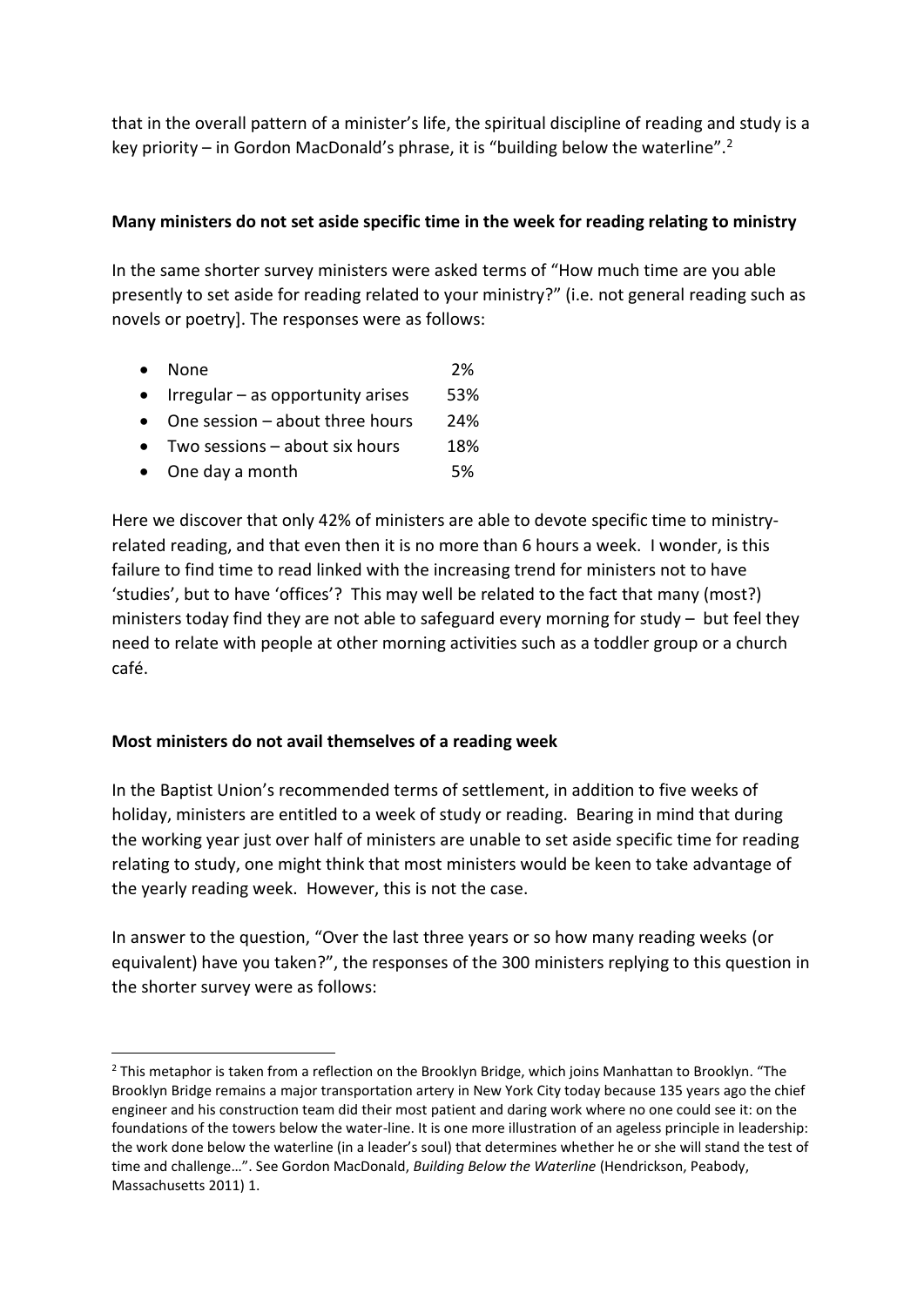that in the overall pattern of a minister's life, the spiritual discipline of reading and study is a key priority – in Gordon MacDonald's phrase, it is "building below the waterline".[2]

**Many ministers do not set aside specific time in the week for reading relating to ministry**

In the same shorter survey ministers were asked terms of "How much time are you able presently to set aside for reading related to your ministry?" (i.e. not general reading such as novels or poetry]. The responses were as follows:

- None 2%
- Irregular – as opportunity arises 53%
- One session – about three hours 24%
- Two sessions – about six hours 18%
- One day a month 5%

Here we discover that only 42% of ministers are able to devote specific time to ministry-related reading, and that even then it is no more than 6 hours a week. I wonder, is this failure to find time to read linked with the increasing trend for ministers not to have 'studies', but to have 'offices'? This may well be related to the fact that many (most?) ministers today find they are not able to safeguard every morning for study – but feel they need to relate with people at other morning activities such as a toddler group or a church café.

**Most ministers do not avail themselves of a reading week**

In the Baptist Union's recommended terms of settlement, in addition to five weeks of holiday, ministers are entitled to a week of study or reading. Bearing in mind that during the working year just over half of ministers are unable to set aside specific time for reading relating to study, one might think that most ministers would be keen to take advantage of the yearly reading week. However, this is not the case.

In answer to the question, "Over the last three years or so how many reading weeks (or equivalent) have you taken?", the responses of the 300 ministers replying to this question in the shorter survey were as follows:

---

[2] This metaphor is taken from a reflection on the Brooklyn Bridge, which joins Manhattan to Brooklyn. "The Brooklyn Bridge remains a major transportation artery in New York City today because 135 years ago the chief engineer and his construction team did their most patient and daring work where no one could see it: on the foundations of the towers below the water-line. It is one more illustration of an ageless principle in leadership: the work done below the waterline (in a leader's soul) that determines whether he or she will stand the test of time and challenge…". See Gordon MacDonald, *Building Below the Waterline* (Hendrickson, Peabody, Massachusetts 2011) 1.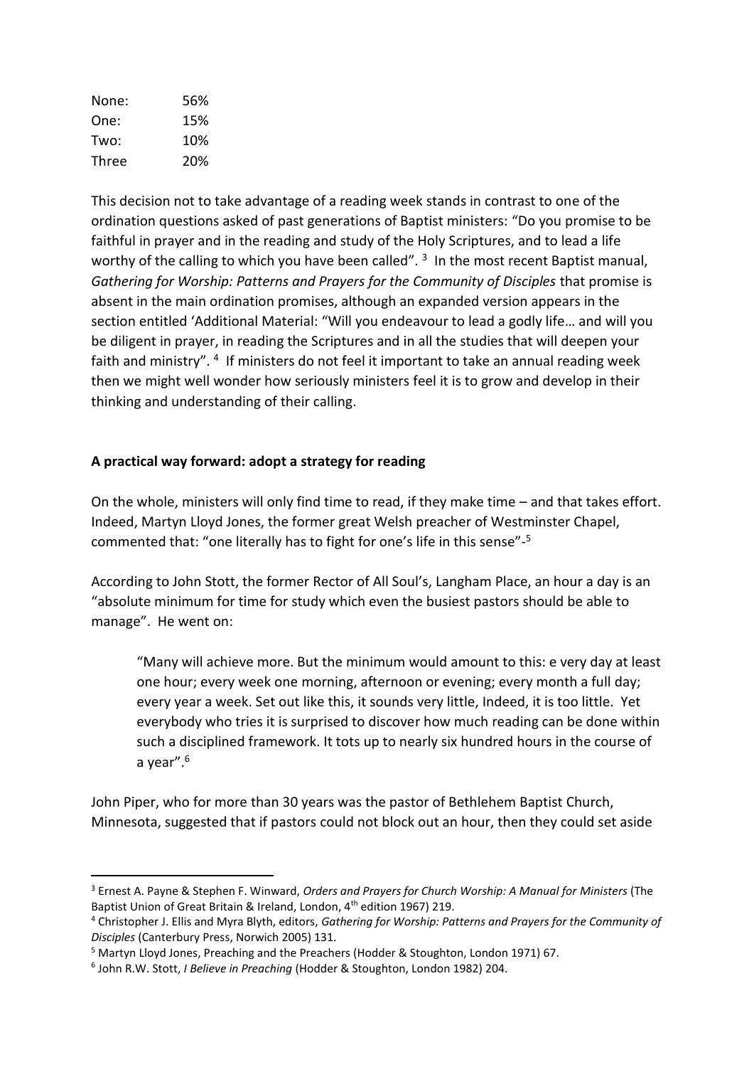| | |
|---|---|
| None: | 56% |
| One: | 15% |
| Two: | 10% |
| Three | 20% |

This decision not to take advantage of a reading week stands in contrast to one of the ordination questions asked of past generations of Baptist ministers: "Do you promise to be faithful in prayer and in the reading and study of the Holy Scriptures, and to lead a life worthy of the calling to which you have been called". [3] In the most recent Baptist manual, *Gathering for Worship: Patterns and Prayers for the Community of Disciples* that promise is absent in the main ordination promises, although an expanded version appears in the section entitled 'Additional Material: "Will you endeavour to lead a godly life… and will you be diligent in prayer, in reading the Scriptures and in all the studies that will deepen your faith and ministry". [4] If ministers do not feel it important to take an annual reading week then we might well wonder how seriously ministers feel it is to grow and develop in their thinking and understanding of their calling.

**A practical way forward: adopt a strategy for reading**

On the whole, ministers will only find time to read, if they make time – and that takes effort. Indeed, Martyn Lloyd Jones, the former great Welsh preacher of Westminster Chapel, commented that: "one literally has to fight for one's life in this sense"-[5]

According to John Stott, the former Rector of All Soul's, Langham Place, an hour a day is an "absolute minimum for time for study which even the busiest pastors should be able to manage". He went on:

> "Many will achieve more. But the minimum would amount to this: e very day at least one hour; every week one morning, afternoon or evening; every month a full day; every year a week. Set out like this, it sounds very little, Indeed, it is too little. Yet everybody who tries it is surprised to discover how much reading can be done within such a disciplined framework. It tots up to nearly six hundred hours in the course of a year".[6]

John Piper, who for more than 30 years was the pastor of Bethlehem Baptist Church, Minnesota, suggested that if pastors could not block out an hour, then they could set aside

---

[3] Ernest A. Payne & Stephen F. Winward, *Orders and Prayers for Church Worship: A Manual for Ministers* (The Baptist Union of Great Britain & Ireland, London, 4th edition 1967) 219.

[4] Christopher J. Ellis and Myra Blyth, editors, *Gathering for Worship: Patterns and Prayers for the Community of Disciples* (Canterbury Press, Norwich 2005) 131.

[5] Martyn Lloyd Jones, Preaching and the Preachers (Hodder & Stoughton, London 1971) 67.

[6] John R.W. Stott, *I Believe in Preaching* (Hodder & Stoughton, London 1982) 204.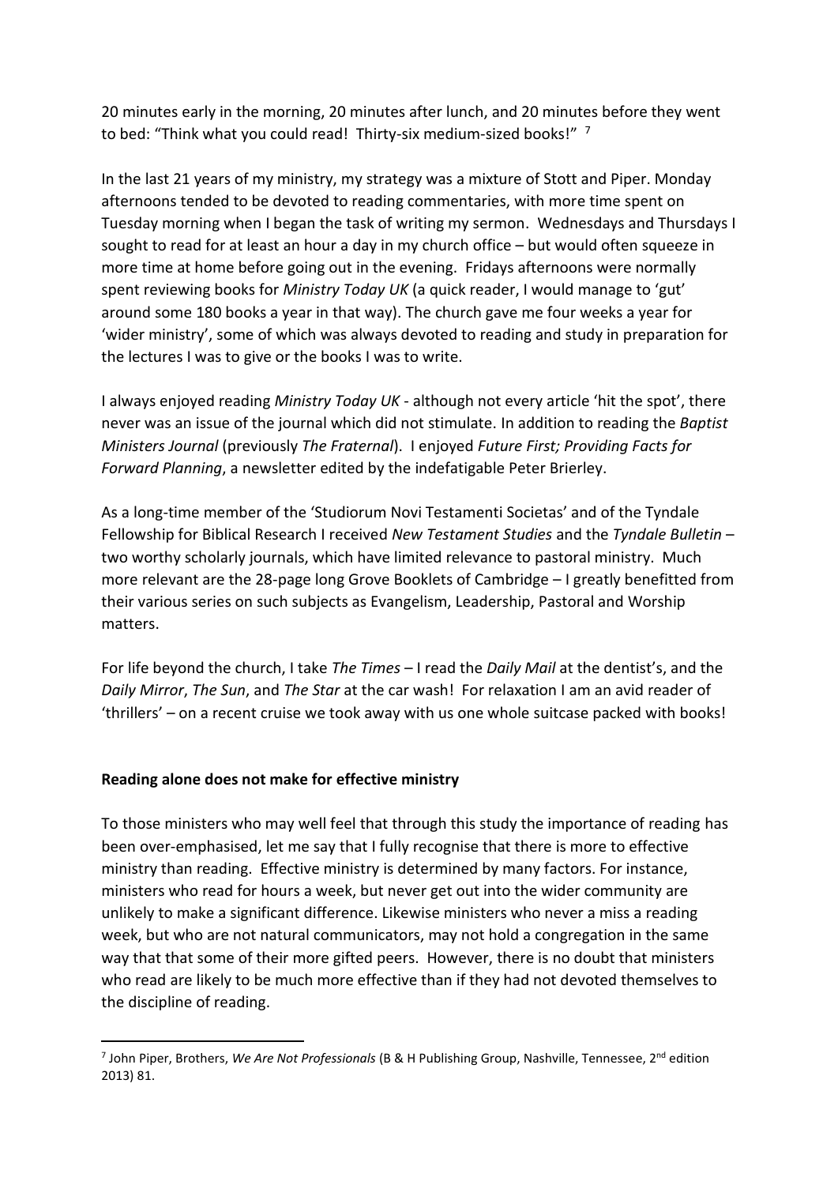20 minutes early in the morning, 20 minutes after lunch, and 20 minutes before they went to bed: "Think what you could read! Thirty-six medium-sized books!" [7]

In the last 21 years of my ministry, my strategy was a mixture of Stott and Piper. Monday afternoons tended to be devoted to reading commentaries, with more time spent on Tuesday morning when I began the task of writing my sermon. Wednesdays and Thursdays I sought to read for at least an hour a day in my church office – but would often squeeze in more time at home before going out in the evening. Fridays afternoons were normally spent reviewing books for *Ministry Today UK* (a quick reader, I would manage to 'gut' around some 180 books a year in that way). The church gave me four weeks a year for 'wider ministry', some of which was always devoted to reading and study in preparation for the lectures I was to give or the books I was to write.

I always enjoyed reading *Ministry Today UK* - although not every article 'hit the spot', there never was an issue of the journal which did not stimulate. In addition to reading the *Baptist Ministers Journal* (previously *The Fraternal*). I enjoyed *Future First; Providing Facts for Forward Planning*, a newsletter edited by the indefatigable Peter Brierley.

As a long-time member of the 'Studiorum Novi Testamenti Societas' and of the Tyndale Fellowship for Biblical Research I received *New Testament Studies* and the *Tyndale Bulletin* – two worthy scholarly journals, which have limited relevance to pastoral ministry. Much more relevant are the 28-page long Grove Booklets of Cambridge – I greatly benefitted from their various series on such subjects as Evangelism, Leadership, Pastoral and Worship matters.

For life beyond the church, I take *The Times* – I read the *Daily Mail* at the dentist's, and the *Daily Mirror*, *The Sun*, and *The Star* at the car wash! For relaxation I am an avid reader of 'thrillers' – on a recent cruise we took away with us one whole suitcase packed with books!

**Reading alone does not make for effective ministry**

To those ministers who may well feel that through this study the importance of reading has been over-emphasised, let me say that I fully recognise that there is more to effective ministry than reading. Effective ministry is determined by many factors. For instance, ministers who read for hours a week, but never get out into the wider community are unlikely to make a significant difference. Likewise ministers who never a miss a reading week, but who are not natural communicators, may not hold a congregation in the same way that that some of their more gifted peers. However, there is no doubt that ministers who read are likely to be much more effective than if they had not devoted themselves to the discipline of reading.

---

[7] John Piper, Brothers, *We Are Not Professionals* (B & H Publishing Group, Nashville, Tennessee, 2nd edition 2013) 81.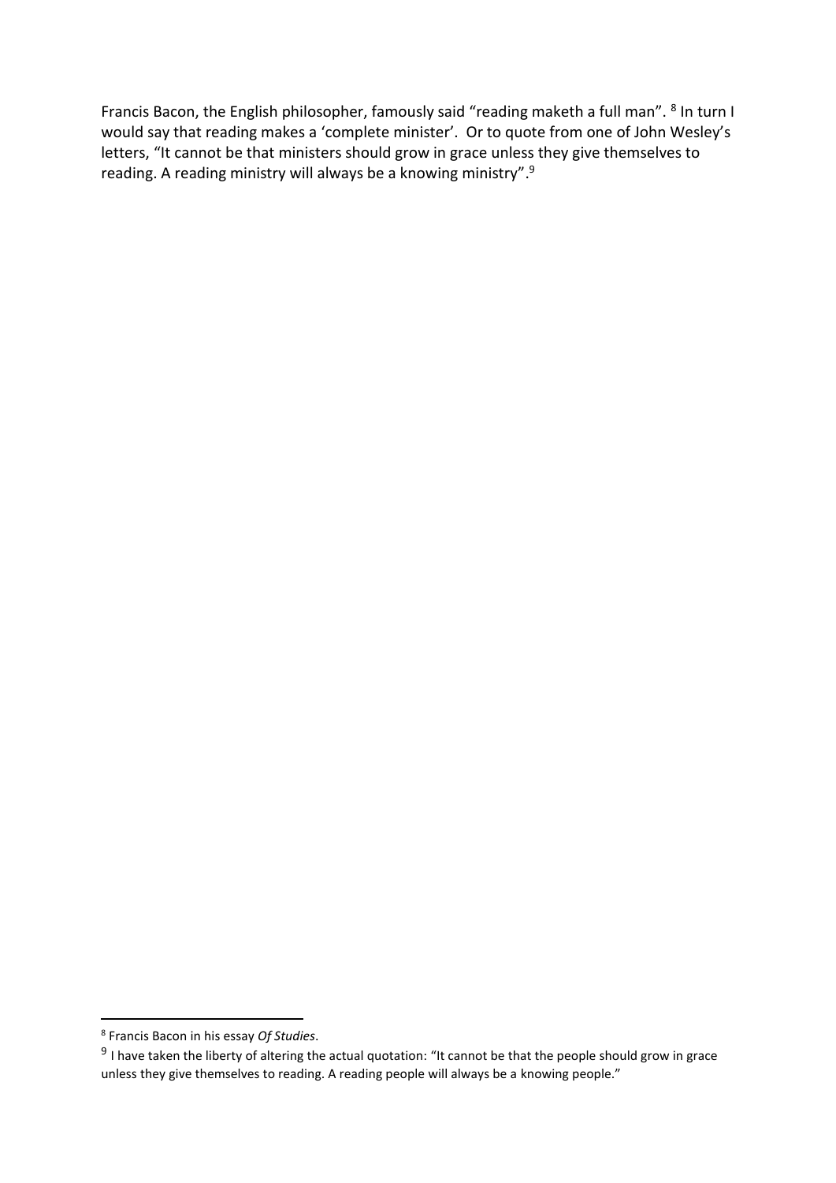Francis Bacon, the English philosopher, famously said “reading maketh a full man”. [8] In turn I would say that reading makes a ‘complete minister’. Or to quote from one of John Wesley’s letters, “It cannot be that ministers should grow in grace unless they give themselves to reading. A reading ministry will always be a knowing ministry”.[9]

---

[8] Francis Bacon in his essay *Of Studies*.

[9] I have taken the liberty of altering the actual quotation: “It cannot be that the people should grow in grace unless they give themselves to reading. A reading people will always be a knowing people.”